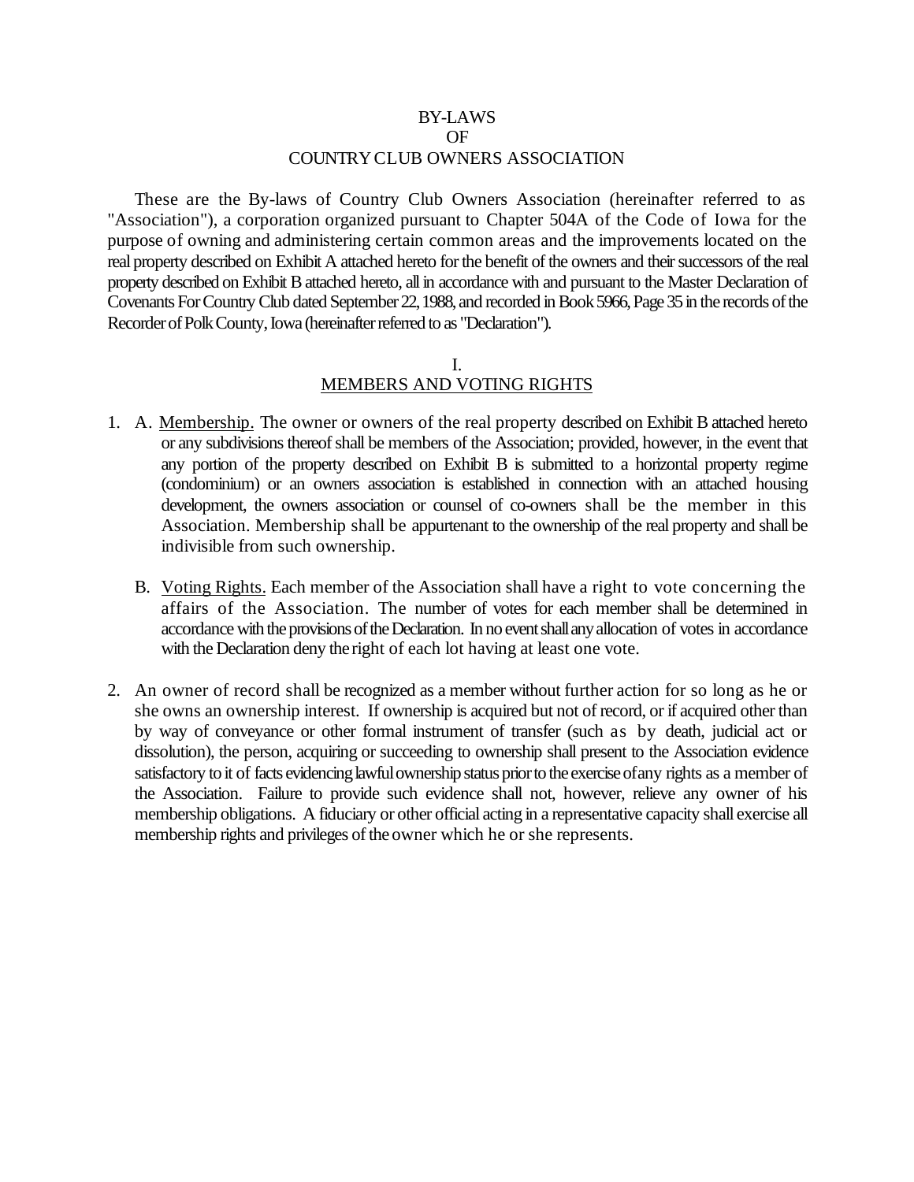# BY-LAWS
# OF
# COUNTRY CLUB OWNERS ASSOCIATION

These are the By-laws of Country Club Owners Association (hereinafter referred to as "Association"), a corporation organized pursuant to Chapter 504A of the Code of Iowa for the purpose of owning and administering certain common areas and the improvements located on the real property described on Exhibit A attached hereto for the benefit of the owners and their successors of the real property described on Exhibit B attached hereto, all in accordance with and pursuant to the Master Declaration of Covenants For Country Club dated September 22, 1988, and recorded in Book 5966, Page 35 in the records of the Recorder of Polk County, Iowa (hereinafter referred to as "Declaration").

## I.
## MEMBERS AND VOTING RIGHTS

1. A. Membership. The owner or owners of the real property described on Exhibit B attached hereto or any subdivisions thereof shall be members of the Association; provided, however, in the event that any portion of the property described on Exhibit B is submitted to a horizontal property regime (condominium) or an owners association is established in connection with an attached housing development, the owners association or counsel of co-owners shall be the member in this Association. Membership shall be appurtenant to the ownership of the real property and shall be indivisible from such ownership.

   B. Voting Rights. Each member of the Association shall have a right to vote concerning the affairs of the Association. The number of votes for each member shall be determined in accordance with the provisions of the Declaration. In no event shall any allocation of votes in accordance with the Declaration deny the right of each lot having at least one vote.

2. An owner of record shall be recognized as a member without further action for so long as he or she owns an ownership interest. If ownership is acquired but not of record, or if acquired other than by way of conveyance or other formal instrument of transfer (such as by death, judicial act or dissolution), the person, acquiring or succeeding to ownership shall present to the Association evidence satisfactory to it of facts evidencing lawful ownership status prior to the exercise of any rights as a member of the Association. Failure to provide such evidence shall not, however, relieve any owner of his membership obligations. A fiduciary or other official acting in a representative capacity shall exercise all membership rights and privileges of the owner which he or she represents.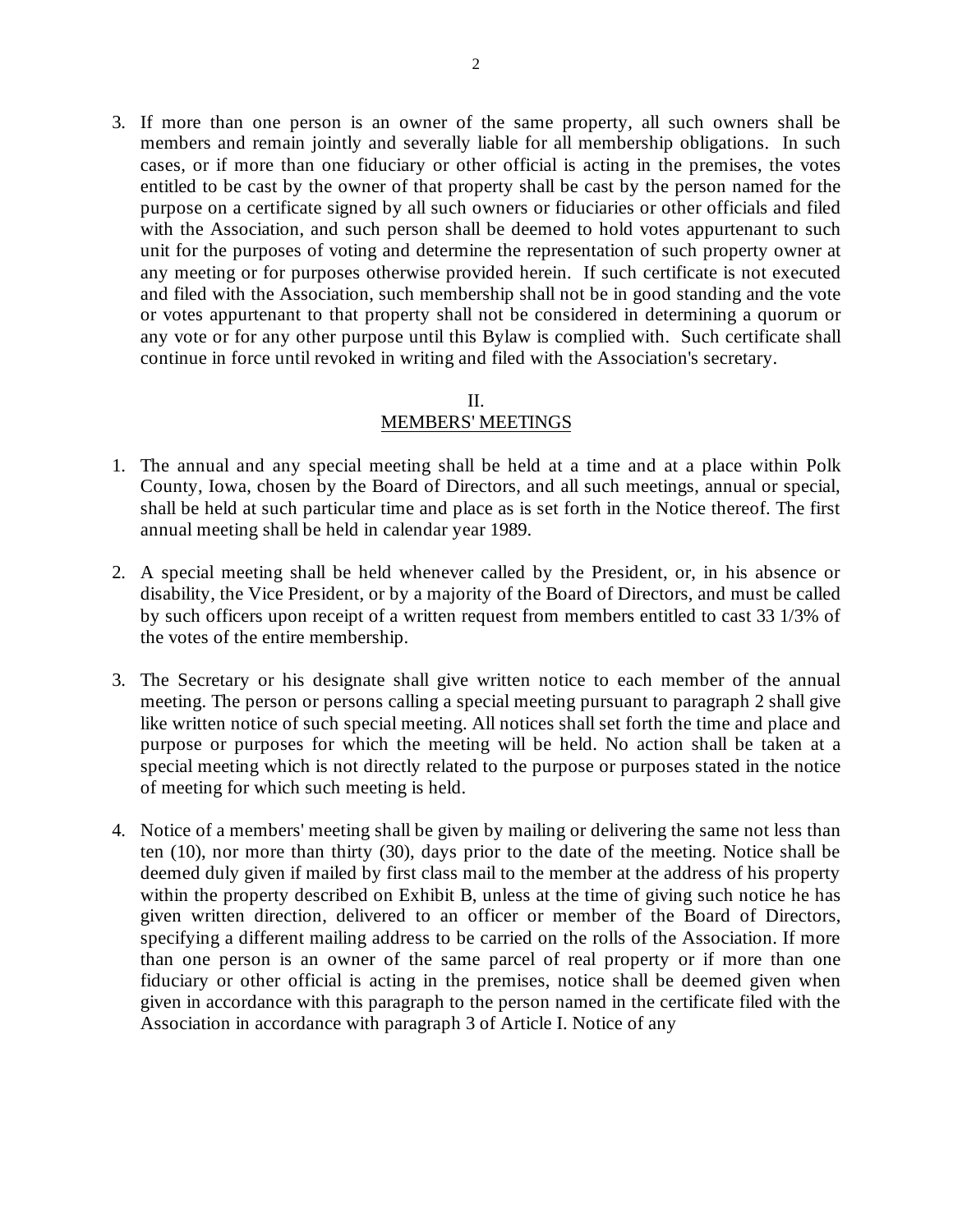3. If more than one person is an owner of the same property, all such owners shall be members and remain jointly and severally liable for all membership obligations. In such cases, or if more than one fiduciary or other official is acting in the premises, the votes entitled to be cast by the owner of that property shall be cast by the person named for the purpose on a certificate signed by all such owners or fiduciaries or other officials and filed with the Association, and such person shall be deemed to hold votes appurtenant to such unit for the purposes of voting and determine the representation of such property owner at any meeting or for purposes otherwise provided herein. If such certificate is not executed and filed with the Association, such membership shall not be in good standing and the vote or votes appurtenant to that property shall not be considered in determining a quorum or any vote or for any other purpose until this Bylaw is complied with. Such certificate shall continue in force until revoked in writing and filed with the Association's secretary.

## II.
## MEMBERS' MEETINGS

1. The annual and any special meeting shall be held at a time and at a place within Polk County, Iowa, chosen by the Board of Directors, and all such meetings, annual or special, shall be held at such particular time and place as is set forth in the Notice thereof. The first annual meeting shall be held in calendar year 1989.

2. A special meeting shall be held whenever called by the President, or, in his absence or disability, the Vice President, or by a majority of the Board of Directors, and must be called by such officers upon receipt of a written request from members entitled to cast 33 1/3% of the votes of the entire membership.

3. The Secretary or his designate shall give written notice to each member of the annual meeting. The person or persons calling a special meeting pursuant to paragraph 2 shall give like written notice of such special meeting. All notices shall set forth the time and place and purpose or purposes for which the meeting will be held. No action shall be taken at a special meeting which is not directly related to the purpose or purposes stated in the notice of meeting for which such meeting is held.

4. Notice of a members' meeting shall be given by mailing or delivering the same not less than ten (10), nor more than thirty (30), days prior to the date of the meeting. Notice shall be deemed duly given if mailed by first class mail to the member at the address of his property within the property described on Exhibit B, unless at the time of giving such notice he has given written direction, delivered to an officer or member of the Board of Directors, specifying a different mailing address to be carried on the rolls of the Association. If more than one person is an owner of the same parcel of real property or if more than one fiduciary or other official is acting in the premises, notice shall be deemed given when given in accordance with this paragraph to the person named in the certificate filed with the Association in accordance with paragraph 3 of Article I. Notice of any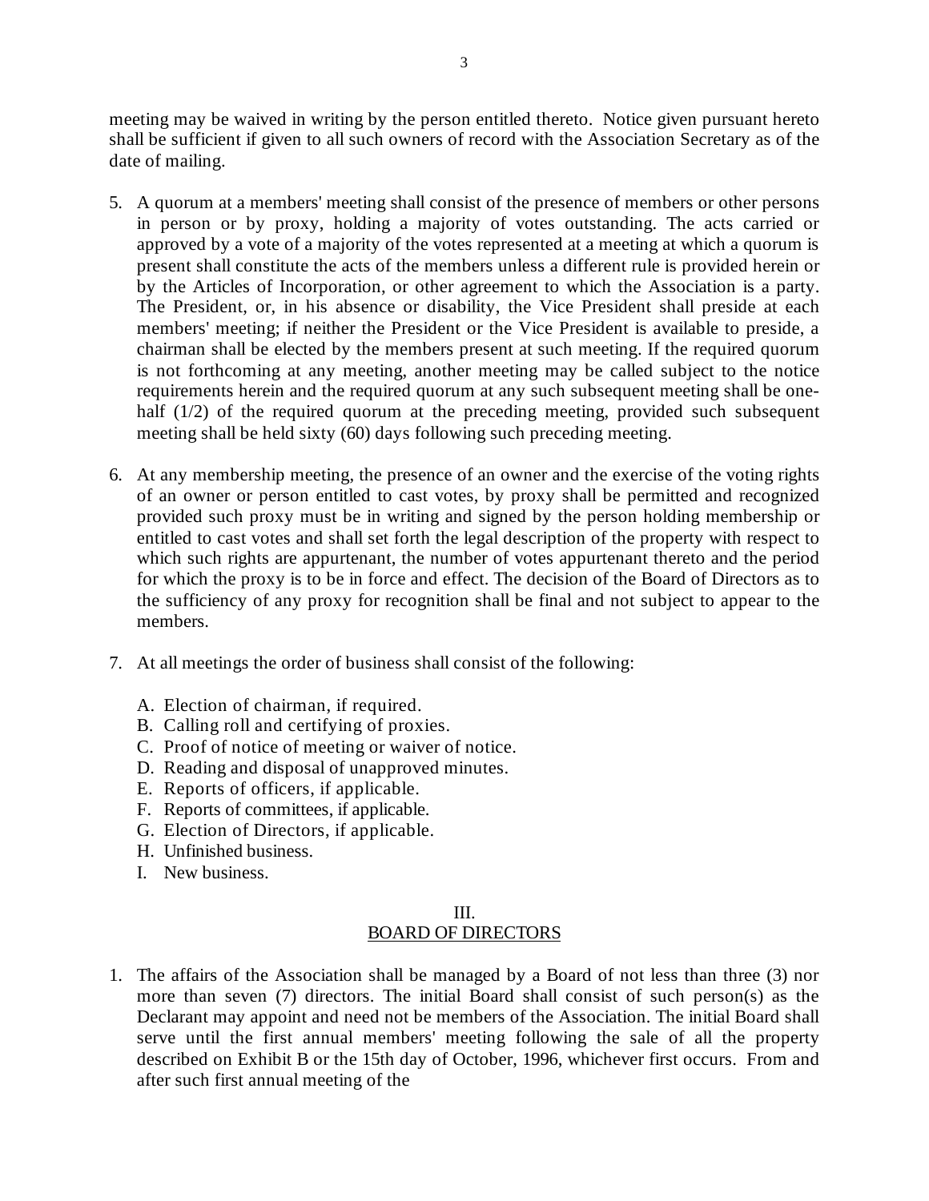meeting may be waived in writing by the person entitled thereto. Notice given pursuant hereto shall be sufficient if given to all such owners of record with the Association Secretary as of the date of mailing.

5. A quorum at a members' meeting shall consist of the presence of members or other persons in person or by proxy, holding a majority of votes outstanding. The acts carried or approved by a vote of a majority of the votes represented at a meeting at which a quorum is present shall constitute the acts of the members unless a different rule is provided herein or by the Articles of Incorporation, or other agreement to which the Association is a party. The President, or, in his absence or disability, the Vice President shall preside at each members' meeting; if neither the President or the Vice President is available to preside, a chairman shall be elected by the members present at such meeting. If the required quorum is not forthcoming at any meeting, another meeting may be called subject to the notice requirements herein and the required quorum at any such subsequent meeting shall be one-half (1/2) of the required quorum at the preceding meeting, provided such subsequent meeting shall be held sixty (60) days following such preceding meeting.

6. At any membership meeting, the presence of an owner and the exercise of the voting rights of an owner or person entitled to cast votes, by proxy shall be permitted and recognized provided such proxy must be in writing and signed by the person holding membership or entitled to cast votes and shall set forth the legal description of the property with respect to which such rights are appurtenant, the number of votes appurtenant thereto and the period for which the proxy is to be in force and effect. The decision of the Board of Directors as to the sufficiency of any proxy for recognition shall be final and not subject to appear to the members.

7. At all meetings the order of business shall consist of the following:

   A. Election of chairman, if required.
   B. Calling roll and certifying of proxies.
   C. Proof of notice of meeting or waiver of notice.
   D. Reading and disposal of unapproved minutes.
   E. Reports of officers, if applicable.
   F. Reports of committees, if applicable.
   G. Election of Directors, if applicable.
   H. Unfinished business.
   I. New business.

## III.
## BOARD OF DIRECTORS

1. The affairs of the Association shall be managed by a Board of not less than three (3) nor more than seven (7) directors. The initial Board shall consist of such person(s) as the Declarant may appoint and need not be members of the Association. The initial Board shall serve until the first annual members' meeting following the sale of all the property described on Exhibit B or the 15th day of October, 1996, whichever first occurs. From and after such first annual meeting of the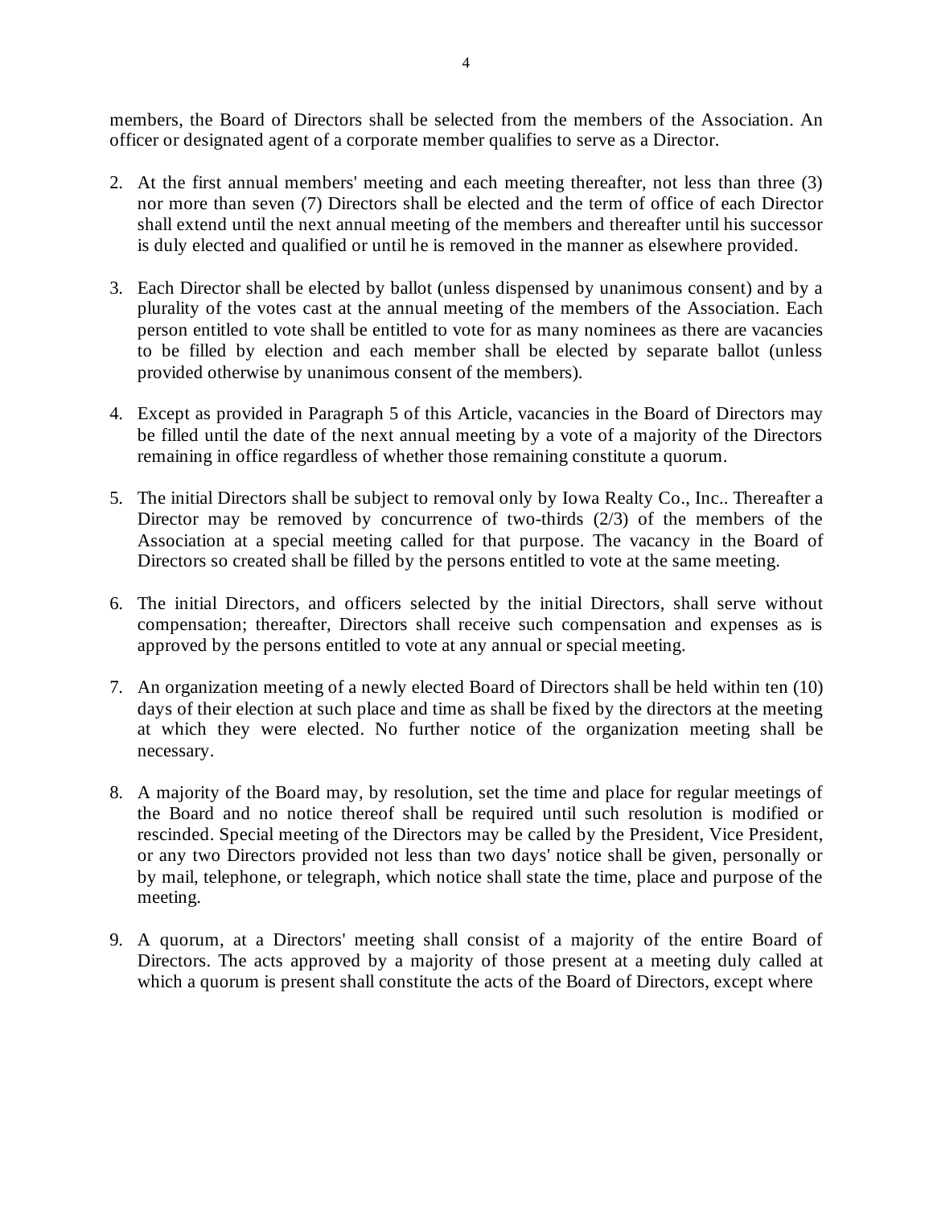members, the Board of Directors shall be selected from the members of the Association. An officer or designated agent of a corporate member qualifies to serve as a Director.

2. At the first annual members' meeting and each meeting thereafter, not less than three (3) nor more than seven (7) Directors shall be elected and the term of office of each Director shall extend until the next annual meeting of the members and thereafter until his successor is duly elected and qualified or until he is removed in the manner as elsewhere provided.

3. Each Director shall be elected by ballot (unless dispensed by unanimous consent) and by a plurality of the votes cast at the annual meeting of the members of the Association. Each person entitled to vote shall be entitled to vote for as many nominees as there are vacancies to be filled by election and each member shall be elected by separate ballot (unless provided otherwise by unanimous consent of the members).

4. Except as provided in Paragraph 5 of this Article, vacancies in the Board of Directors may be filled until the date of the next annual meeting by a vote of a majority of the Directors remaining in office regardless of whether those remaining constitute a quorum.

5. The initial Directors shall be subject to removal only by Iowa Realty Co., Inc.. Thereafter a Director may be removed by concurrence of two-thirds (2/3) of the members of the Association at a special meeting called for that purpose. The vacancy in the Board of Directors so created shall be filled by the persons entitled to vote at the same meeting.

6. The initial Directors, and officers selected by the initial Directors, shall serve without compensation; thereafter, Directors shall receive such compensation and expenses as is approved by the persons entitled to vote at any annual or special meeting.

7. An organization meeting of a newly elected Board of Directors shall be held within ten (10) days of their election at such place and time as shall be fixed by the directors at the meeting at which they were elected. No further notice of the organization meeting shall be necessary.

8. A majority of the Board may, by resolution, set the time and place for regular meetings of the Board and no notice thereof shall be required until such resolution is modified or rescinded. Special meeting of the Directors may be called by the President, Vice President, or any two Directors provided not less than two days' notice shall be given, personally or by mail, telephone, or telegraph, which notice shall state the time, place and purpose of the meeting.

9. A quorum, at a Directors' meeting shall consist of a majority of the entire Board of Directors. The acts approved by a majority of those present at a meeting duly called at which a quorum is present shall constitute the acts of the Board of Directors, except where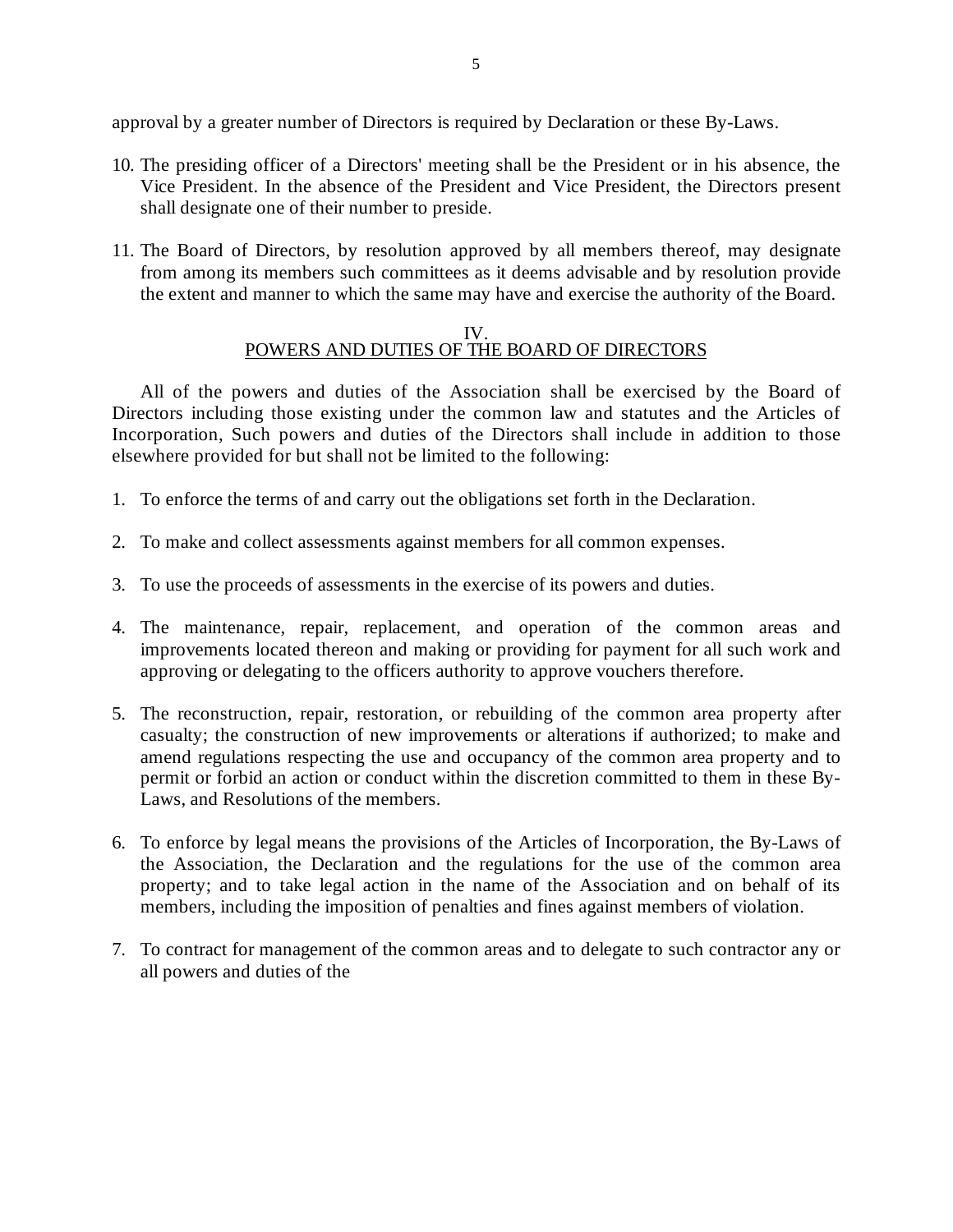approval by a greater number of Directors is required by Declaration or these By-Laws.

10. The presiding officer of a Directors' meeting shall be the President or in his absence, the Vice President. In the absence of the President and Vice President, the Directors present shall designate one of their number to preside.

11. The Board of Directors, by resolution approved by all members thereof, may designate from among its members such committees as it deems advisable and by resolution provide the extent and manner to which the same may have and exercise the authority of the Board.

## IV. POWERS AND DUTIES OF THE BOARD OF DIRECTORS

All of the powers and duties of the Association shall be exercised by the Board of Directors including those existing under the common law and statutes and the Articles of Incorporation, Such powers and duties of the Directors shall include in addition to those elsewhere provided for but shall not be limited to the following:

1. To enforce the terms of and carry out the obligations set forth in the Declaration.

2. To make and collect assessments against members for all common expenses.

3. To use the proceeds of assessments in the exercise of its powers and duties.

4. The maintenance, repair, replacement, and operation of the common areas and improvements located thereon and making or providing for payment for all such work and approving or delegating to the officers authority to approve vouchers therefore.

5. The reconstruction, repair, restoration, or rebuilding of the common area property after casualty; the construction of new improvements or alterations if authorized; to make and amend regulations respecting the use and occupancy of the common area property and to permit or forbid an action or conduct within the discretion committed to them in these By-Laws, and Resolutions of the members.

6. To enforce by legal means the provisions of the Articles of Incorporation, the By-Laws of the Association, the Declaration and the regulations for the use of the common area property; and to take legal action in the name of the Association and on behalf of its members, including the imposition of penalties and fines against members of violation.

7. To contract for management of the common areas and to delegate to such contractor any or all powers and duties of the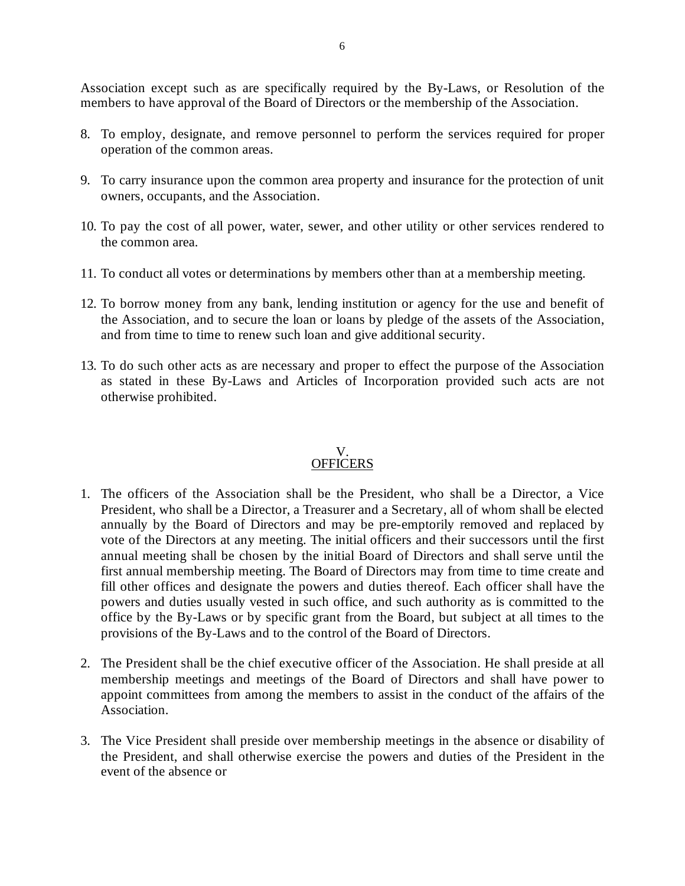Association except such as are specifically required by the By-Laws, or Resolution of the members to have approval of the Board of Directors or the membership of the Association.

8. To employ, designate, and remove personnel to perform the services required for proper operation of the common areas.

9. To carry insurance upon the common area property and insurance for the protection of unit owners, occupants, and the Association.

10. To pay the cost of all power, water, sewer, and other utility or other services rendered to the common area.

11. To conduct all votes or determinations by members other than at a membership meeting.

12. To borrow money from any bank, lending institution or agency for the use and benefit of the Association, and to secure the loan or loans by pledge of the assets of the Association, and from time to time to renew such loan and give additional security.

13. To do such other acts as are necessary and proper to effect the purpose of the Association as stated in these By-Laws and Articles of Incorporation provided such acts are not otherwise prohibited.

## V.
## OFFICERS

1. The officers of the Association shall be the President, who shall be a Director, a Vice President, who shall be a Director, a Treasurer and a Secretary, all of whom shall be elected annually by the Board of Directors and may be pre-emptorily removed and replaced by vote of the Directors at any meeting. The initial officers and their successors until the first annual meeting shall be chosen by the initial Board of Directors and shall serve until the first annual membership meeting. The Board of Directors may from time to time create and fill other offices and designate the powers and duties thereof. Each officer shall have the powers and duties usually vested in such office, and such authority as is committed to the office by the By-Laws or by specific grant from the Board, but subject at all times to the provisions of the By-Laws and to the control of the Board of Directors.

2. The President shall be the chief executive officer of the Association. He shall preside at all membership meetings and meetings of the Board of Directors and shall have power to appoint committees from among the members to assist in the conduct of the affairs of the Association.

3. The Vice President shall preside over membership meetings in the absence or disability of the President, and shall otherwise exercise the powers and duties of the President in the event of the absence or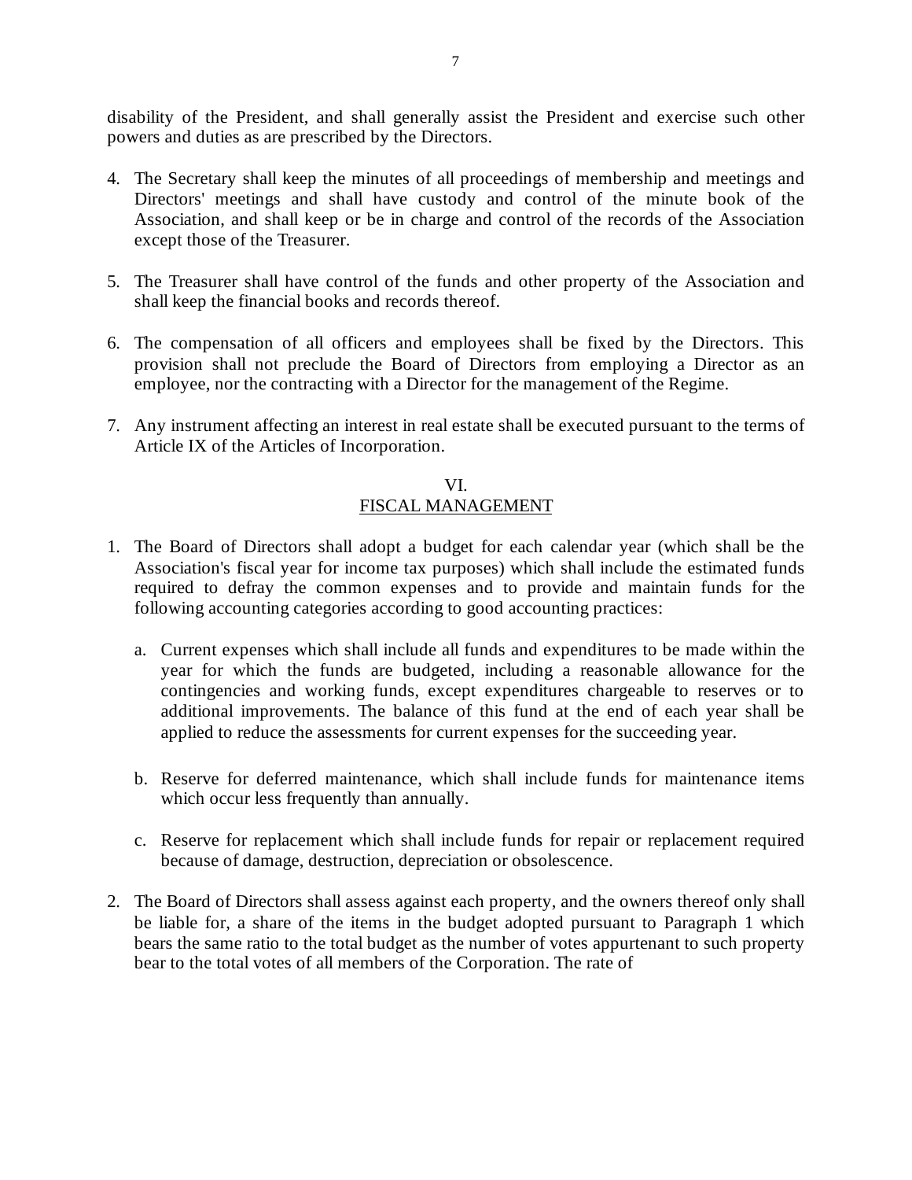disability of the President, and shall generally assist the President and exercise such other powers and duties as are prescribed by the Directors.

4. The Secretary shall keep the minutes of all proceedings of membership and meetings and Directors' meetings and shall have custody and control of the minute book of the Association, and shall keep or be in charge and control of the records of the Association except those of the Treasurer.

5. The Treasurer shall have control of the funds and other property of the Association and shall keep the financial books and records thereof.

6. The compensation of all officers and employees shall be fixed by the Directors. This provision shall not preclude the Board of Directors from employing a Director as an employee, nor the contracting with a Director for the management of the Regime.

7. Any instrument affecting an interest in real estate shall be executed pursuant to the terms of Article IX of the Articles of Incorporation.

## VI.
## FISCAL MANAGEMENT

1. The Board of Directors shall adopt a budget for each calendar year (which shall be the Association's fiscal year for income tax purposes) which shall include the estimated funds required to defray the common expenses and to provide and maintain funds for the following accounting categories according to good accounting practices:

   a. Current expenses which shall include all funds and expenditures to be made within the year for which the funds are budgeted, including a reasonable allowance for the contingencies and working funds, except expenditures chargeable to reserves or to additional improvements. The balance of this fund at the end of each year shall be applied to reduce the assessments for current expenses for the succeeding year.

   b. Reserve for deferred maintenance, which shall include funds for maintenance items which occur less frequently than annually.

   c. Reserve for replacement which shall include funds for repair or replacement required because of damage, destruction, depreciation or obsolescence.

2. The Board of Directors shall assess against each property, and the owners thereof only shall be liable for, a share of the items in the budget adopted pursuant to Paragraph 1 which bears the same ratio to the total budget as the number of votes appurtenant to such property bear to the total votes of all members of the Corporation. The rate of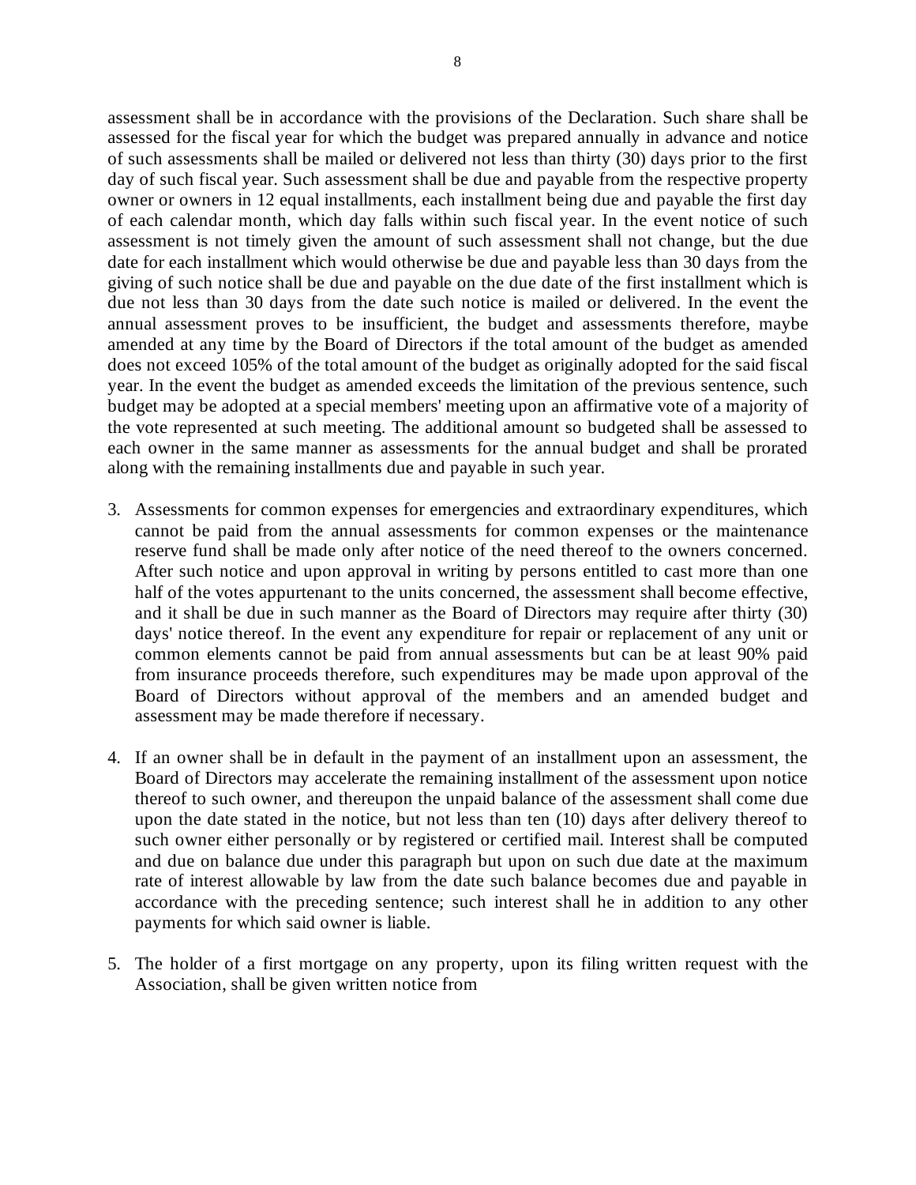assessment shall be in accordance with the provisions of the Declaration. Such share shall be assessed for the fiscal year for which the budget was prepared annually in advance and notice of such assessments shall be mailed or delivered not less than thirty (30) days prior to the first day of such fiscal year. Such assessment shall be due and payable from the respective property owner or owners in 12 equal installments, each installment being due and payable the first day of each calendar month, which day falls within such fiscal year. In the event notice of such assessment is not timely given the amount of such assessment shall not change, but the due date for each installment which would otherwise be due and payable less than 30 days from the giving of such notice shall be due and payable on the due date of the first installment which is due not less than 30 days from the date such notice is mailed or delivered. In the event the annual assessment proves to be insufficient, the budget and assessments therefore, maybe amended at any time by the Board of Directors if the total amount of the budget as amended does not exceed 105% of the total amount of the budget as originally adopted for the said fiscal year. In the event the budget as amended exceeds the limitation of the previous sentence, such budget may be adopted at a special members' meeting upon an affirmative vote of a majority of the vote represented at such meeting. The additional amount so budgeted shall be assessed to each owner in the same manner as assessments for the annual budget and shall be prorated along with the remaining installments due and payable in such year.

3. Assessments for common expenses for emergencies and extraordinary expenditures, which cannot be paid from the annual assessments for common expenses or the maintenance reserve fund shall be made only after notice of the need thereof to the owners concerned. After such notice and upon approval in writing by persons entitled to cast more than one half of the votes appurtenant to the units concerned, the assessment shall become effective, and it shall be due in such manner as the Board of Directors may require after thirty (30) days' notice thereof. In the event any expenditure for repair or replacement of any unit or common elements cannot be paid from annual assessments but can be at least 90% paid from insurance proceeds therefore, such expenditures may be made upon approval of the Board of Directors without approval of the members and an amended budget and assessment may be made therefore if necessary.

4. If an owner shall be in default in the payment of an installment upon an assessment, the Board of Directors may accelerate the remaining installment of the assessment upon notice thereof to such owner, and thereupon the unpaid balance of the assessment shall come due upon the date stated in the notice, but not less than ten (10) days after delivery thereof to such owner either personally or by registered or certified mail. Interest shall be computed and due on balance due under this paragraph but upon on such due date at the maximum rate of interest allowable by law from the date such balance becomes due and payable in accordance with the preceding sentence; such interest shall he in addition to any other payments for which said owner is liable.

5. The holder of a first mortgage on any property, upon its filing written request with the Association, shall be given written notice from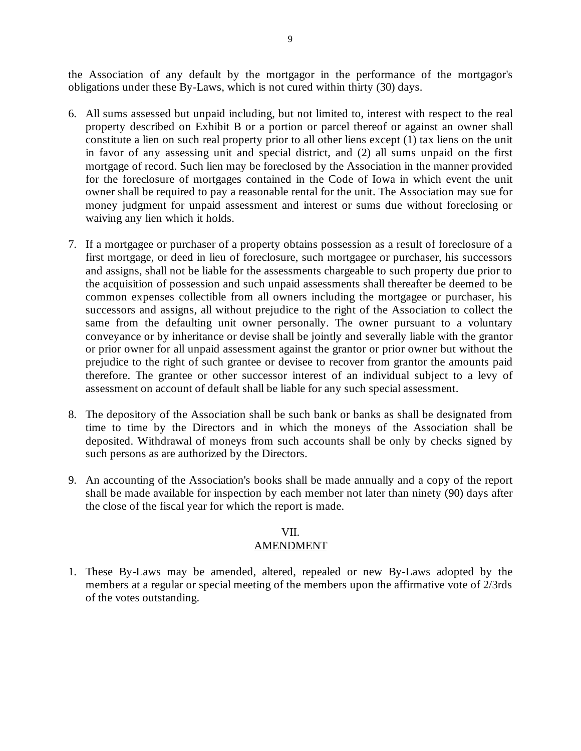the Association of any default by the mortgagor in the performance of the mortgagor's obligations under these By-Laws, which is not cured within thirty (30) days.

6. All sums assessed but unpaid including, but not limited to, interest with respect to the real property described on Exhibit B or a portion or parcel thereof or against an owner shall constitute a lien on such real property prior to all other liens except (1) tax liens on the unit in favor of any assessing unit and special district, and (2) all sums unpaid on the first mortgage of record. Such lien may be foreclosed by the Association in the manner provided for the foreclosure of mortgages contained in the Code of Iowa in which event the unit owner shall be required to pay a reasonable rental for the unit. The Association may sue for money judgment for unpaid assessment and interest or sums due without foreclosing or waiving any lien which it holds.

7. If a mortgagee or purchaser of a property obtains possession as a result of foreclosure of a first mortgage, or deed in lieu of foreclosure, such mortgagee or purchaser, his successors and assigns, shall not be liable for the assessments chargeable to such property due prior to the acquisition of possession and such unpaid assessments shall thereafter be deemed to be common expenses collectible from all owners including the mortgagee or purchaser, his successors and assigns, all without prejudice to the right of the Association to collect the same from the defaulting unit owner personally. The owner pursuant to a voluntary conveyance or by inheritance or devise shall be jointly and severally liable with the grantor or prior owner for all unpaid assessment against the grantor or prior owner but without the prejudice to the right of such grantee or devisee to recover from grantor the amounts paid therefore. The grantee or other successor interest of an individual subject to a levy of assessment on account of default shall be liable for any such special assessment.

8. The depository of the Association shall be such bank or banks as shall be designated from time to time by the Directors and in which the moneys of the Association shall be deposited. Withdrawal of moneys from such accounts shall be only by checks signed by such persons as are authorized by the Directors.

9. An accounting of the Association's books shall be made annually and a copy of the report shall be made available for inspection by each member not later than ninety (90) days after the close of the fiscal year for which the report is made.

## VII.
## AMENDMENT

1. These By-Laws may be amended, altered, repealed or new By-Laws adopted by the members at a regular or special meeting of the members upon the affirmative vote of 2/3rds of the votes outstanding.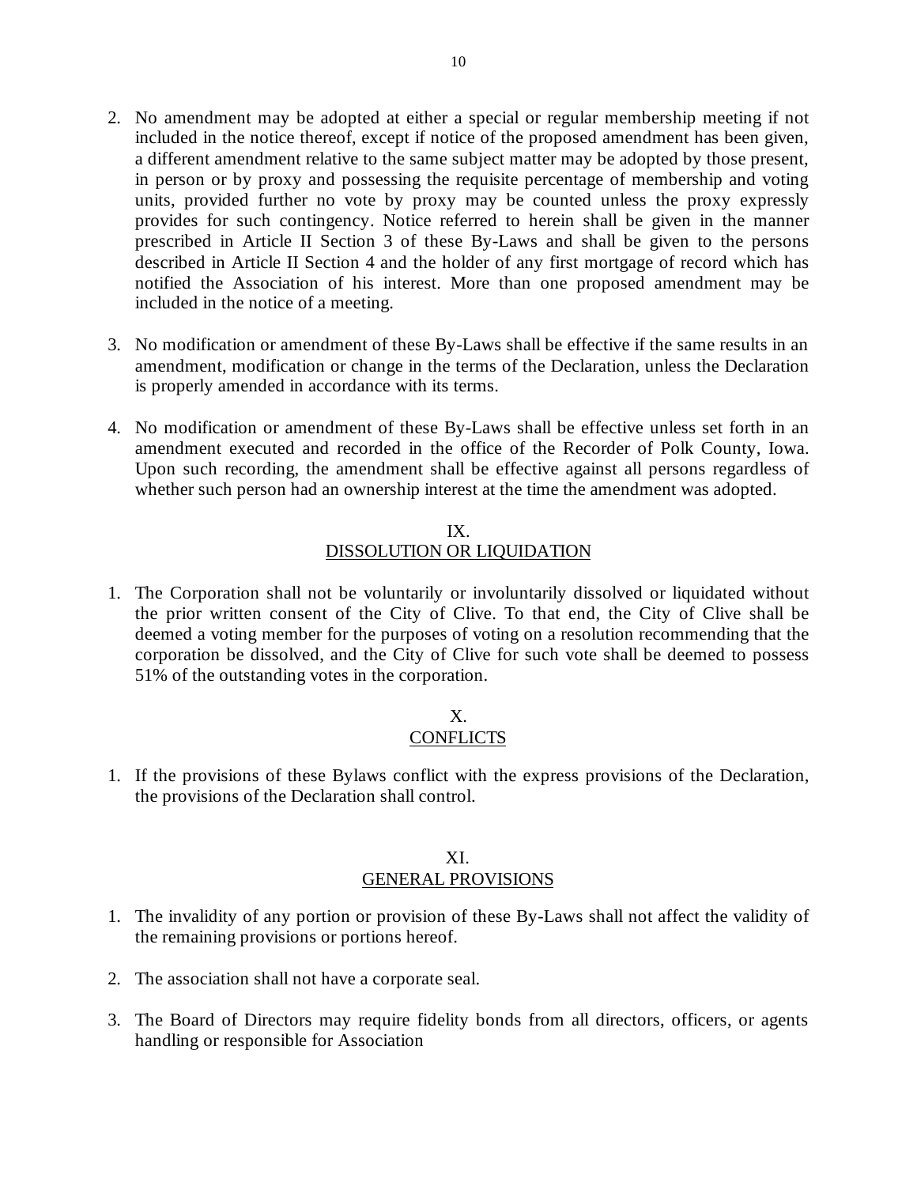2. No amendment may be adopted at either a special or regular membership meeting if not included in the notice thereof, except if notice of the proposed amendment has been given, a different amendment relative to the same subject matter may be adopted by those present, in person or by proxy and possessing the requisite percentage of membership and voting units, provided further no vote by proxy may be counted unless the proxy expressly provides for such contingency. Notice referred to herein shall be given in the manner prescribed in Article II Section 3 of these By-Laws and shall be given to the persons described in Article II Section 4 and the holder of any first mortgage of record which has notified the Association of his interest. More than one proposed amendment may be included in the notice of a meeting.

3. No modification or amendment of these By-Laws shall be effective if the same results in an amendment, modification or change in the terms of the Declaration, unless the Declaration is properly amended in accordance with its terms.

4. No modification or amendment of these By-Laws shall be effective unless set forth in an amendment executed and recorded in the office of the Recorder of Polk County, Iowa. Upon such recording, the amendment shall be effective against all persons regardless of whether such person had an ownership interest at the time the amendment was adopted.

## IX.
## DISSOLUTION OR LIQUIDATION

1. The Corporation shall not be voluntarily or involuntarily dissolved or liquidated without the prior written consent of the City of Clive. To that end, the City of Clive shall be deemed a voting member for the purposes of voting on a resolution recommending that the corporation be dissolved, and the City of Clive for such vote shall be deemed to possess 51% of the outstanding votes in the corporation.

## X.
## CONFLICTS

1. If the provisions of these Bylaws conflict with the express provisions of the Declaration, the provisions of the Declaration shall control.

## XI.
## GENERAL PROVISIONS

1. The invalidity of any portion or provision of these By-Laws shall not affect the validity of the remaining provisions or portions hereof.

2. The association shall not have a corporate seal.

3. The Board of Directors may require fidelity bonds from all directors, officers, or agents handling or responsible for Association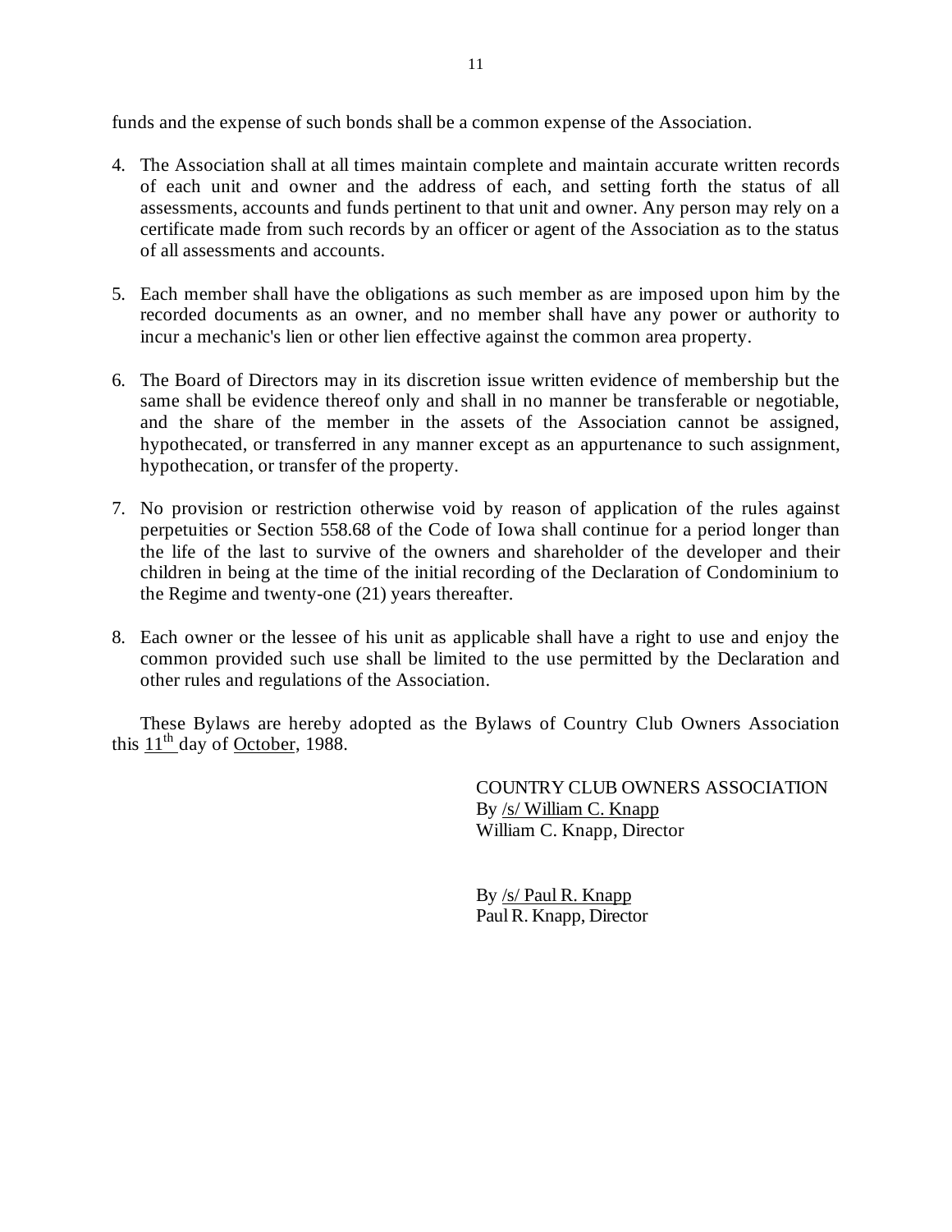funds and the expense of such bonds shall be a common expense of the Association.

4. The Association shall at all times maintain complete and maintain accurate written records of each unit and owner and the address of each, and setting forth the status of all assessments, accounts and funds pertinent to that unit and owner. Any person may rely on a certificate made from such records by an officer or agent of the Association as to the status of all assessments and accounts.

5. Each member shall have the obligations as such member as are imposed upon him by the recorded documents as an owner, and no member shall have any power or authority to incur a mechanic's lien or other lien effective against the common area property.

6. The Board of Directors may in its discretion issue written evidence of membership but the same shall be evidence thereof only and shall in no manner be transferable or negotiable, and the share of the member in the assets of the Association cannot be assigned, hypothecated, or transferred in any manner except as an appurtenance to such assignment, hypothecation, or transfer of the property.

7. No provision or restriction otherwise void by reason of application of the rules against perpetuities or Section 558.68 of the Code of Iowa shall continue for a period longer than the life of the last to survive of the owners and shareholder of the developer and their children in being at the time of the initial recording of the Declaration of Condominium to the Regime and twenty-one (21) years thereafter.

8. Each owner or the lessee of his unit as applicable shall have a right to use and enjoy the common provided such use shall be limited to the use permitted by the Declaration and other rules and regulations of the Association.

These Bylaws are hereby adopted as the Bylaws of Country Club Owners Association this 11th day of October, 1988.

COUNTRY CLUB OWNERS ASSOCIATION
By /s/ William C. Knapp
William C. Knapp, Director

By /s/ Paul R. Knapp
Paul R. Knapp, Director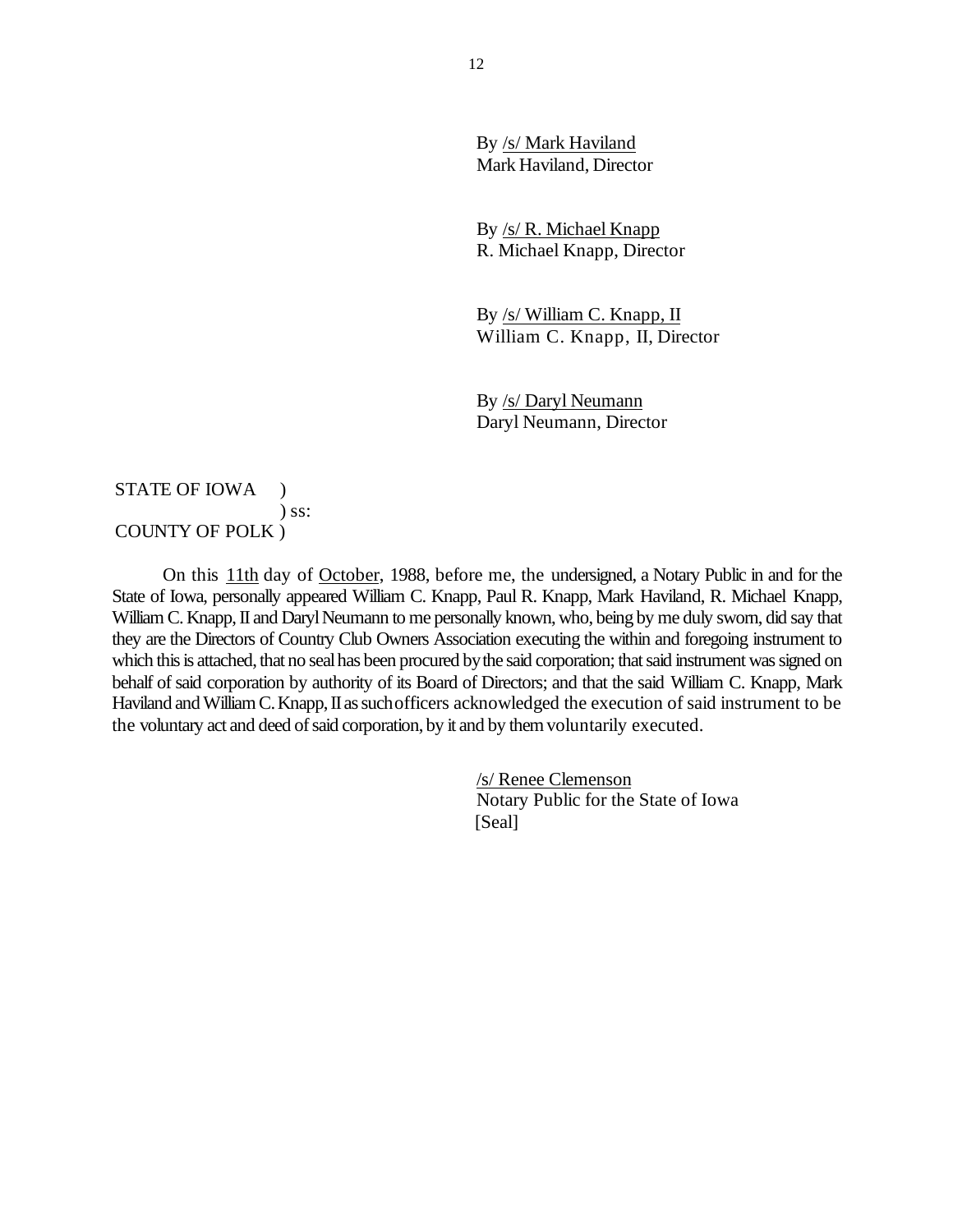By /s/ Mark Haviland
Mark Haviland, Director

By /s/ R. Michael Knapp
R. Michael Knapp, Director

By /s/ William C. Knapp, II
William C. Knapp, II, Director

By /s/ Daryl Neumann
Daryl Neumann, Director

STATE OF IOWA )
) ss:
COUNTY OF POLK )

On this 11th day of October, 1988, before me, the undersigned, a Notary Public in and for the State of Iowa, personally appeared William C. Knapp, Paul R. Knapp, Mark Haviland, R. Michael Knapp, William C. Knapp, II and Daryl Neumann to me personally known, who, being by me duly sworn, did say that they are the Directors of Country Club Owners Association executing the within and foregoing instrument to which this is attached, that no seal has been procured by the said corporation; that said instrument was signed on behalf of said corporation by authority of its Board of Directors; and that the said William C. Knapp, Mark Haviland and William C. Knapp, II as such officers acknowledged the execution of said instrument to be the voluntary act and deed of said corporation, by it and by them voluntarily executed.

/s/ Renee Clemenson
Notary Public for the State of Iowa
[Seal]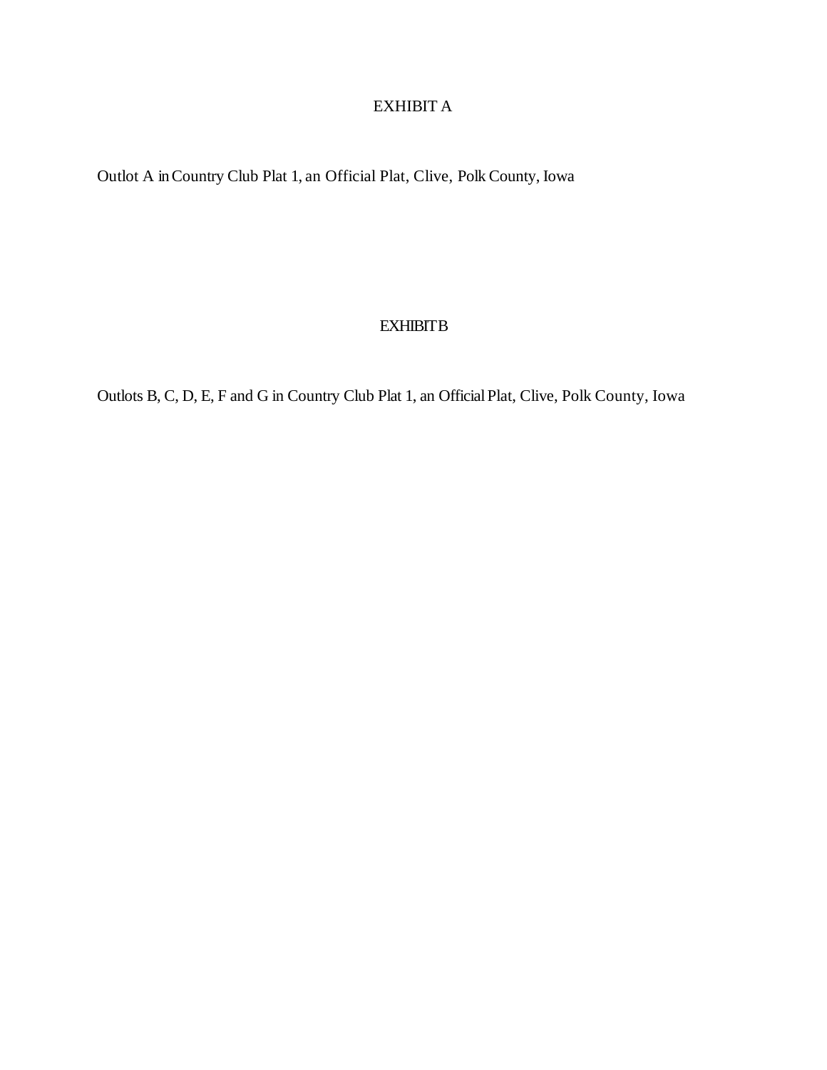## EXHIBIT A

Outlot A in Country Club Plat 1, an Official Plat, Clive, Polk County, Iowa

## EXHIBIT B

Outlots B, C, D, E, F and G in Country Club Plat 1, an Official Plat, Clive, Polk County, Iowa